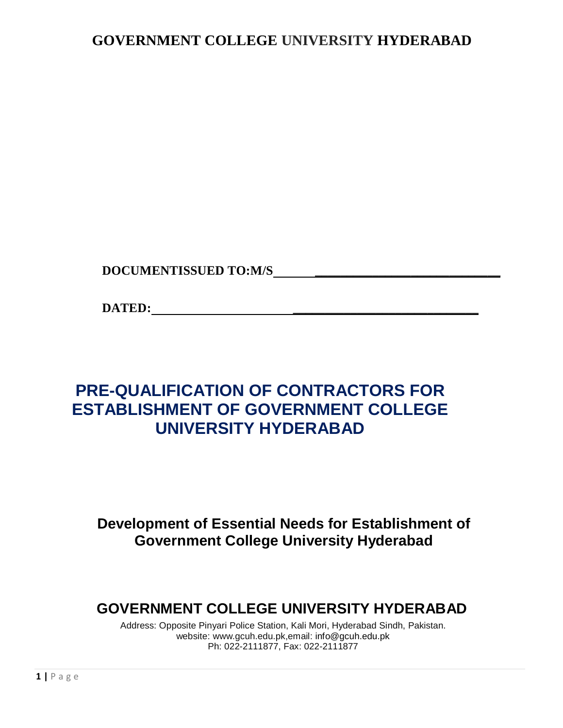# GOVERNMENT COLLEGE UNIVERSITY HYDERABAD

**DOCUMENTISSUED TO:M/S\_\_\_\_\_\_\_\_\_\_\_\_\_\_\_\_\_\_\_\_\_\_\_\_\_\_\_\_\_\_\_\_\_\_\_**

**DATED:\_\_\_\_\_\_\_\_\_\_\_\_\_\_\_\_\_\_\_\_\_\_\_\_\_\_\_\_\_\_\_\_\_\_\_\_\_\_\_\_\_\_\_\_\_\_**

# PRE-QUALIFICATION OF CONTRACTORS FOR ESTABLISHMENT OF GOVERNMENT COLLEGE UNIVERSITY HYDERABAD

## Development of Essential Needs for Establishment of Government College University Hyderabad

## GOVERNMENT COLLEGE UNIVERSITY HYDERABAD

Address: Opposite Pinyari Police Station, Kali Mori, Hyderabad Sindh, Pakistan.
website: www.gcuh.edu.pk,email: info@gcuh.edu.pk
Ph: 022-2111877, Fax: 022-2111877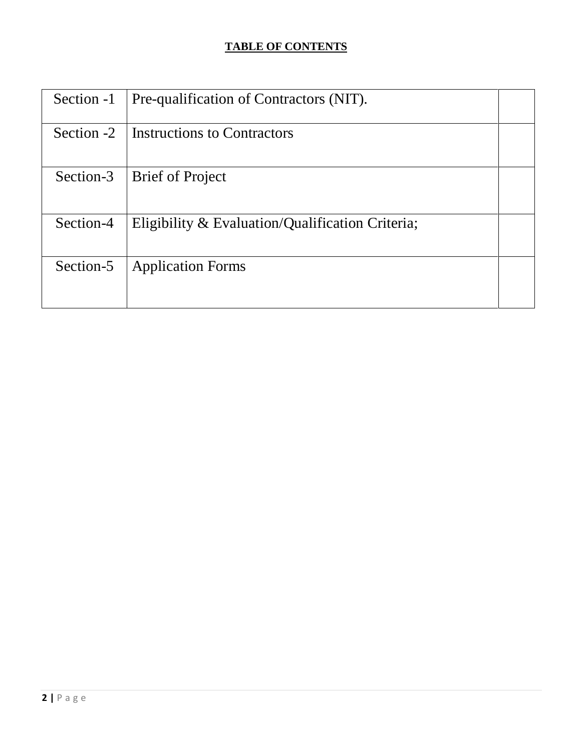**TABLE OF CONTENTS**

| | | |
|---|---|---|
| Section -1 | Pre-qualification of Contractors (NIT). | |
| Section -2 | Instructions to Contractors | |
| Section-3 | Brief of Project | |
| Section-4 | Eligibility & Evaluation/Qualification Criteria; | |
| Section-5 | Application Forms | |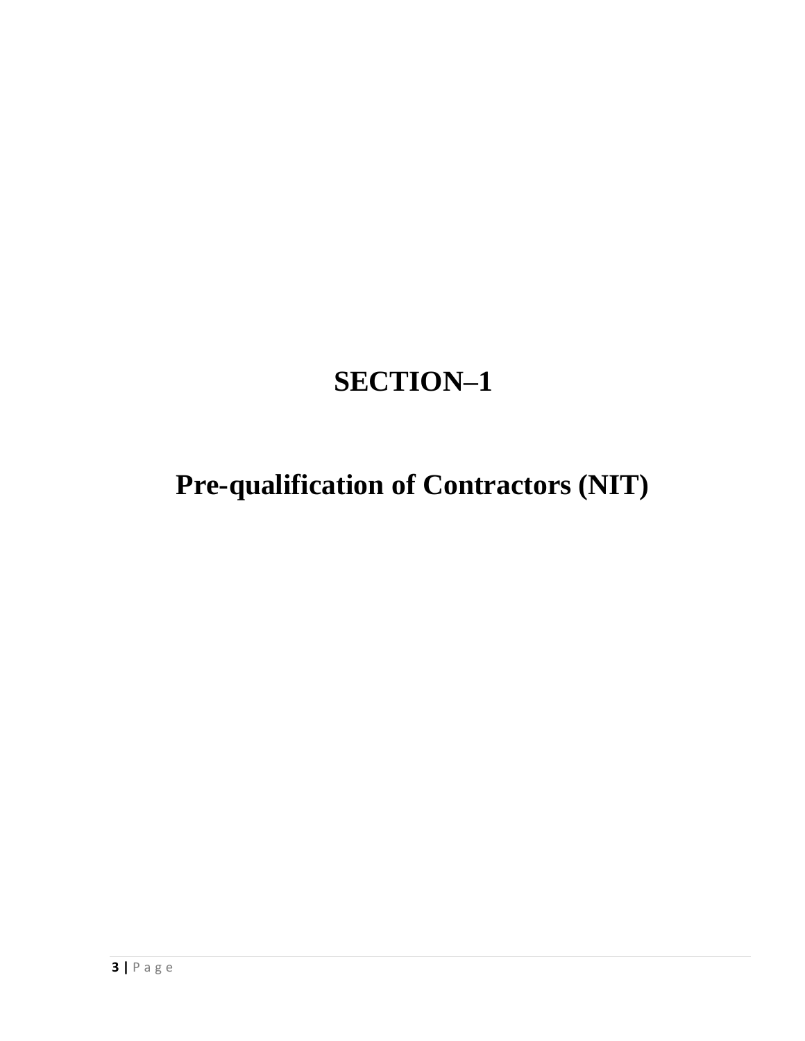# SECTION–1

# Pre-qualification of Contractors (NIT)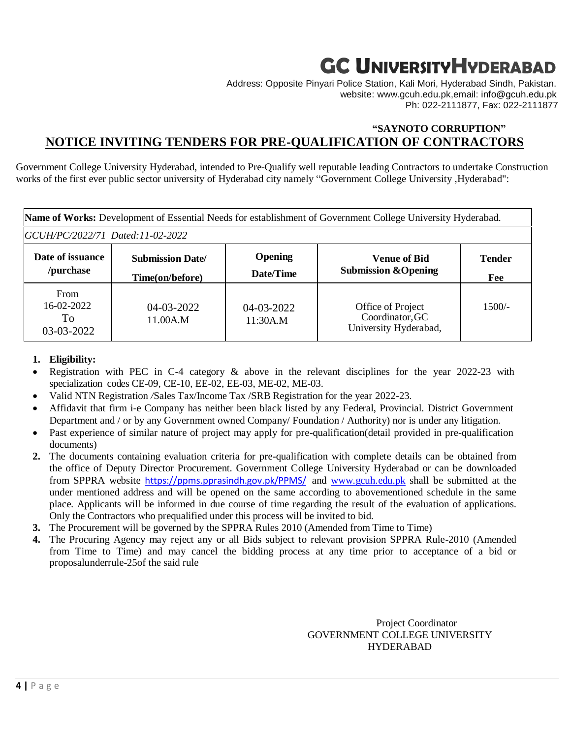# GC UNIVERSITYHYDERABAD

Address: Opposite Pinyari Police Station, Kali Mori, Hyderabad Sindh, Pakistan.
website: www.gcuh.edu.pk,email: info@gcuh.edu.pk
Ph: 022-2111877, Fax: 022-2111877

**"SAYNOTO CORRUPTION"**

## NOTICE INVITING TENDERS FOR PRE-QUALIFICATION OF CONTRACTORS

Government College University Hyderabad, intended to Pre-Qualify well reputable leading Contractors to undertake Construction works of the first ever public sector university of Hyderabad city namely "Government College University ,Hyderabad":

| **Name of Works:** Development of Essential Needs for establishment of Government College University Hyderabad. | | | | |
|---|---|---|---|---|
| *GCUH/PC/2022/71 Dated:11-02-2022* | | | | |
| **Date of issuance /purchase** | **Submission Date/ Time(on/before)** | **Opening Date/Time** | **Venue of Bid Submission &Opening** | **Tender Fee** |
| From 16-02-2022 To 03-03-2022 | 04-03-2022 11.00A.M | 04-03-2022 11:30A.M | Office of Project Coordinator,GC University Hyderabad, | 1500/- |

1. **Eligibility:**
   - Registration with PEC in C-4 category & above in the relevant disciplines for the year 2022-23 with specialization codes CE-09, CE-10, EE-02, EE-03, ME-02, ME-03.
   - Valid NTN Registration /Sales Tax/Income Tax /SRB Registration for the year 2022-23.
   - Affidavit that firm i-e Company has neither been black listed by any Federal, Provincial. District Government Department and / or by any Government owned Company/ Foundation / Authority) nor is under any litigation.
   - Past experience of similar nature of project may apply for pre-qualification(detail provided in pre-qualification documents)
2. The documents containing evaluation criteria for pre-qualification with complete details can be obtained from the office of Deputy Director Procurement. Government College University Hyderabad or can be downloaded from SPPRA website https://ppms.pprasindh.gov.pk/PPMS/ and www.gcuh.edu.pk shall be submitted at the under mentioned address and will be opened on the same according to abovementioned schedule in the same place. Applicants will be informed in due course of time regarding the result of the evaluation of applications. Only the Contractors who prequalified under this process will be invited to bid.
3. The Procurement will be governed by the SPPRA Rules 2010 (Amended from Time to Time)
4. The Procuring Agency may reject any or all Bids subject to relevant provision SPPRA Rule-2010 (Amended from Time to Time) and may cancel the bidding process at any time prior to acceptance of a bid or proposalunderrule-25of the said rule

Project Coordinator
GOVERNMENT COLLEGE UNIVERSITY
HYDERABAD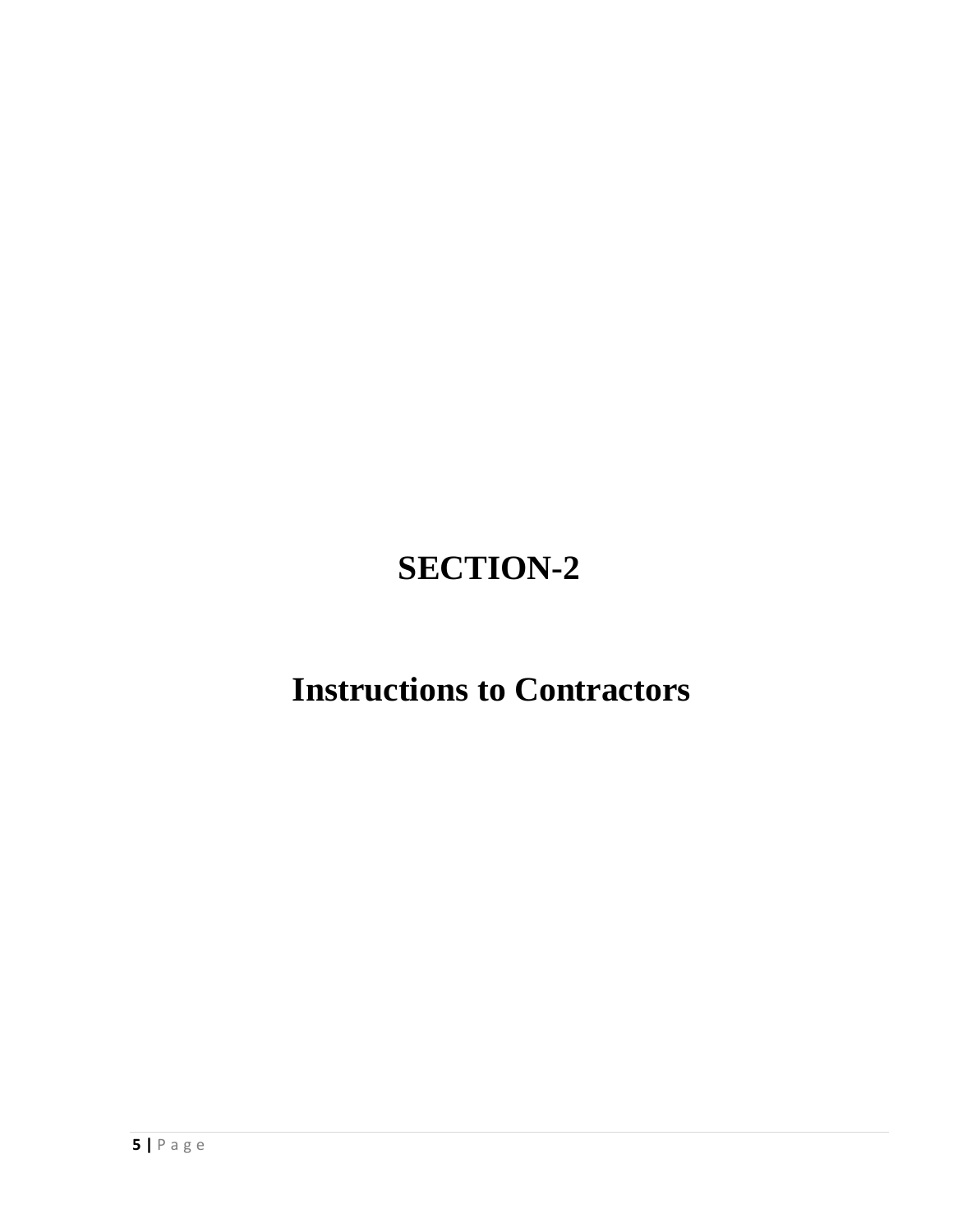# SECTION-2

# Instructions to Contractors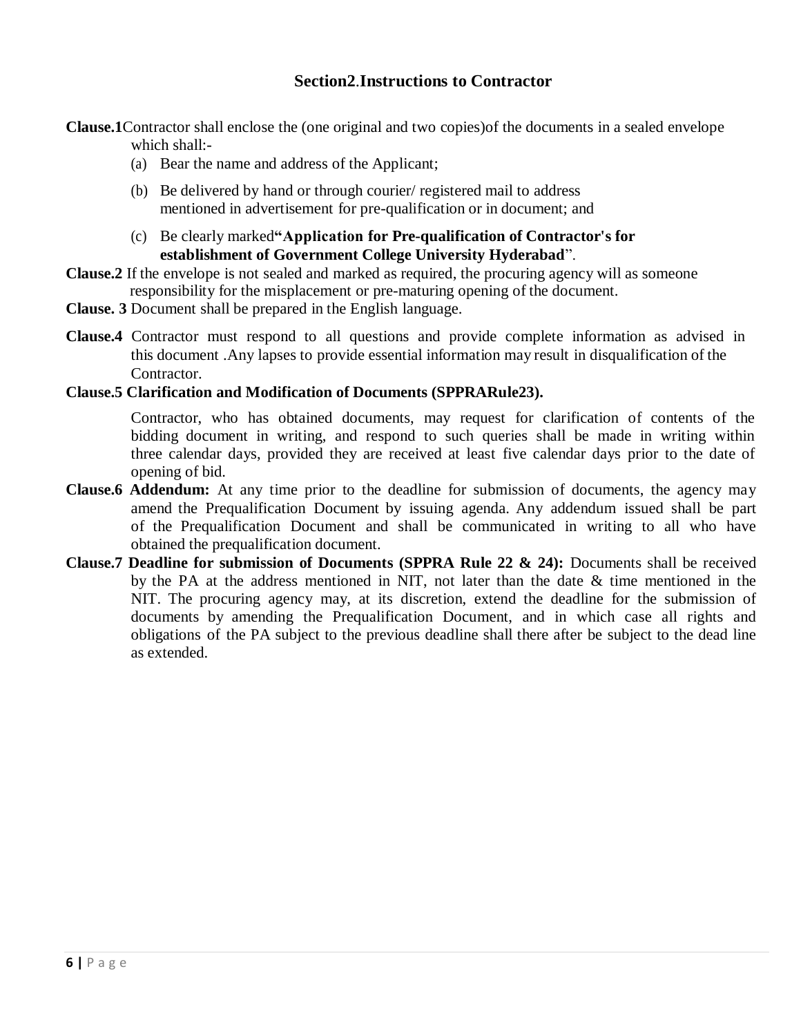## Section2.Instructions to Contractor

**Clause.1** Contractor shall enclose the (one original and two copies)of the documents in a sealed envelope which shall:-

(a) Bear the name and address of the Applicant;

(b) Be delivered by hand or through courier/ registered mail to address mentioned in advertisement for pre-qualification or in document; and

(c) Be clearly marked **"Application for Pre-qualification of Contractor's for establishment of Government College University Hyderabad"**.

**Clause.2** If the envelope is not sealed and marked as required, the procuring agency will as someone responsibility for the misplacement or pre-maturing opening of the document.

**Clause. 3** Document shall be prepared in the English language.

**Clause.4** Contractor must respond to all questions and provide complete information as advised in this document .Any lapses to provide essential information may result in disqualification of the Contractor.

**Clause.5 Clarification and Modification of Documents (SPPRARule23).**

Contractor, who has obtained documents, may request for clarification of contents of the bidding document in writing, and respond to such queries shall be made in writing within three calendar days, provided they are received at least five calendar days prior to the date of opening of bid.

**Clause.6 Addendum:** At any time prior to the deadline for submission of documents, the agency may amend the Prequalification Document by issuing agenda. Any addendum issued shall be part of the Prequalification Document and shall be communicated in writing to all who have obtained the prequalification document.

**Clause.7 Deadline for submission of Documents (SPPRA Rule 22 & 24):** Documents shall be received by the PA at the address mentioned in NIT, not later than the date & time mentioned in the NIT. The procuring agency may, at its discretion, extend the deadline for the submission of documents by amending the Prequalification Document, and in which case all rights and obligations of the PA subject to the previous deadline shall there after be subject to the dead line as extended.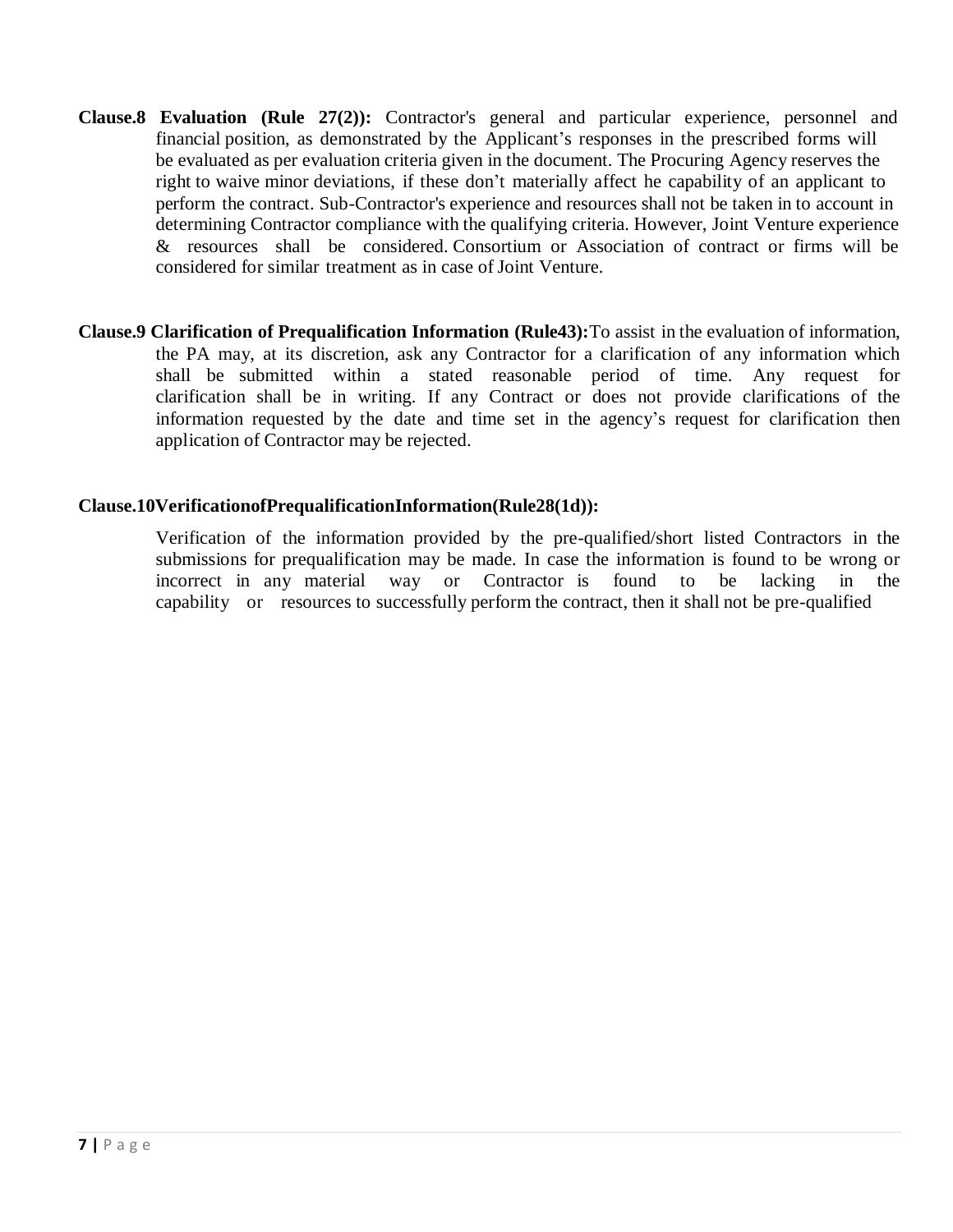**Clause.8 Evaluation (Rule 27(2)):** Contractor's general and particular experience, personnel and financial position, as demonstrated by the Applicant's responses in the prescribed forms will be evaluated as per evaluation criteria given in the document. The Procuring Agency reserves the right to waive minor deviations, if these don't materially affect he capability of an applicant to perform the contract. Sub-Contractor's experience and resources shall not be taken in to account in determining Contractor compliance with the qualifying criteria. However, Joint Venture experience & resources shall be considered. Consortium or Association of contract or firms will be considered for similar treatment as in case of Joint Venture.

**Clause.9 Clarification of Prequalification Information (Rule43):** To assist in the evaluation of information, the PA may, at its discretion, ask any Contractor for a clarification of any information which shall be submitted within a stated reasonable period of time. Any request for clarification shall be in writing. If any Contract or does not provide clarifications of the information requested by the date and time set in the agency's request for clarification then application of Contractor may be rejected.

**Clause.10 Verification of Prequalification Information (Rule28(1d)):**

Verification of the information provided by the pre-qualified/short listed Contractors in the submissions for prequalification may be made. In case the information is found to be wrong or incorrect in any material way or Contractor is found to be lacking in the capability or resources to successfully perform the contract, then it shall not be pre-qualified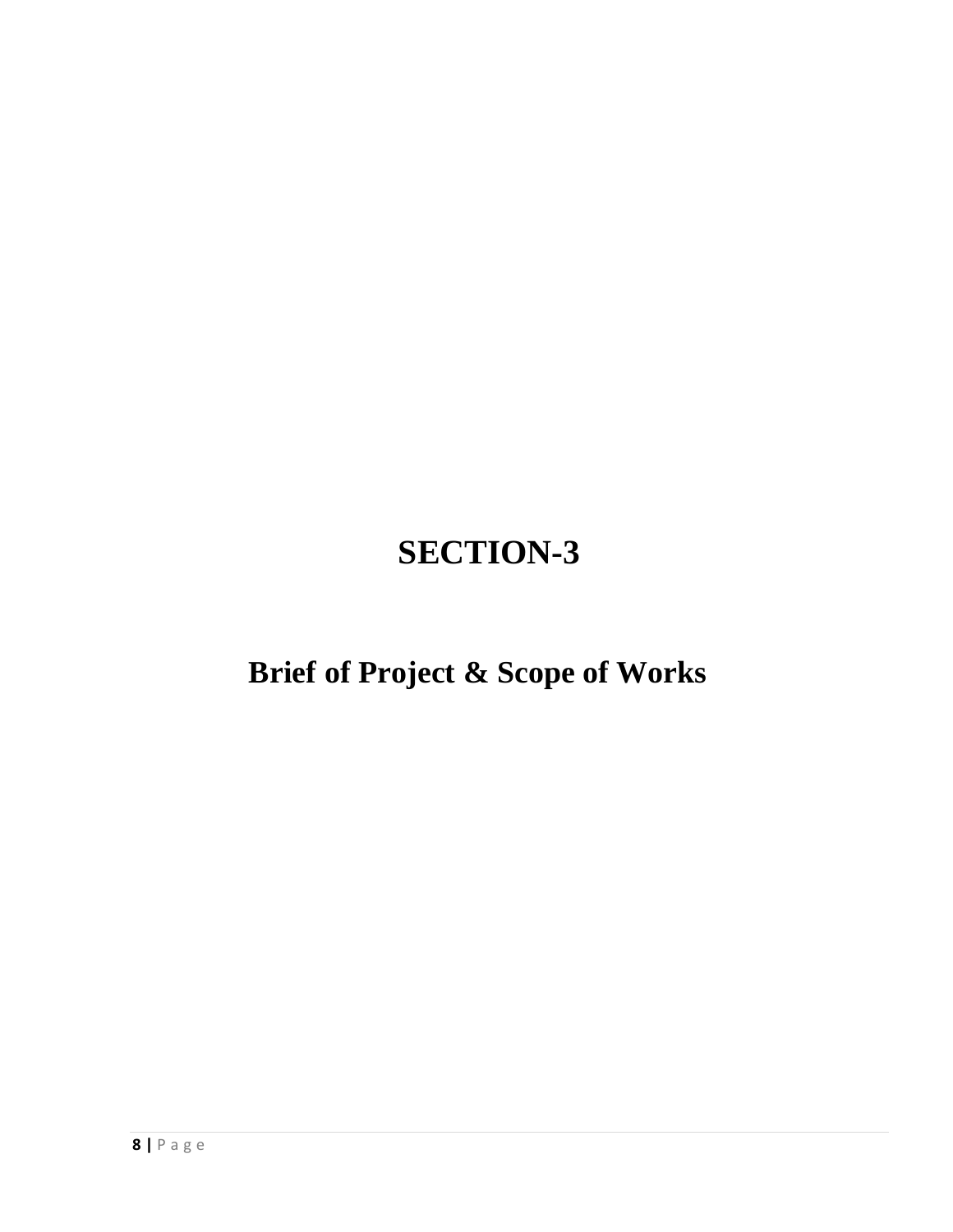# SECTION-3

## Brief of Project & Scope of Works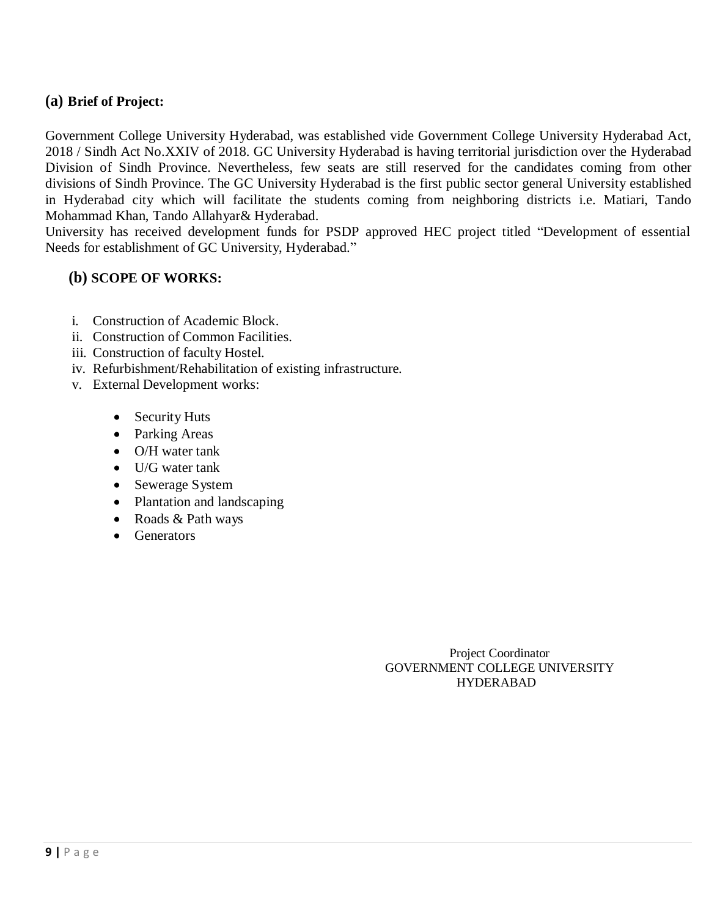### (a) Brief of Project:

Government College University Hyderabad, was established vide Government College University Hyderabad Act, 2018 / Sindh Act No.XXIV of 2018. GC University Hyderabad is having territorial jurisdiction over the Hyderabad Division of Sindh Province. Nevertheless, few seats are still reserved for the candidates coming from other divisions of Sindh Province. The GC University Hyderabad is the first public sector general University established in Hyderabad city which will facilitate the students coming from neighboring districts i.e. Matiari, Tando Mohammad Khan, Tando Allahyar& Hyderabad.

University has received development funds for PSDP approved HEC project titled "Development of essential Needs for establishment of GC University, Hyderabad."

### (b) SCOPE OF WORKS:

i. Construction of Academic Block.
ii. Construction of Common Facilities.
iii. Construction of faculty Hostel.
iv. Refurbishment/Rehabilitation of existing infrastructure.
v. External Development works:

- Security Huts
- Parking Areas
- O/H water tank
- U/G water tank
- Sewerage System
- Plantation and landscaping
- Roads & Path ways
- Generators

Project Coordinator
GOVERNMENT COLLEGE UNIVERSITY
HYDERABAD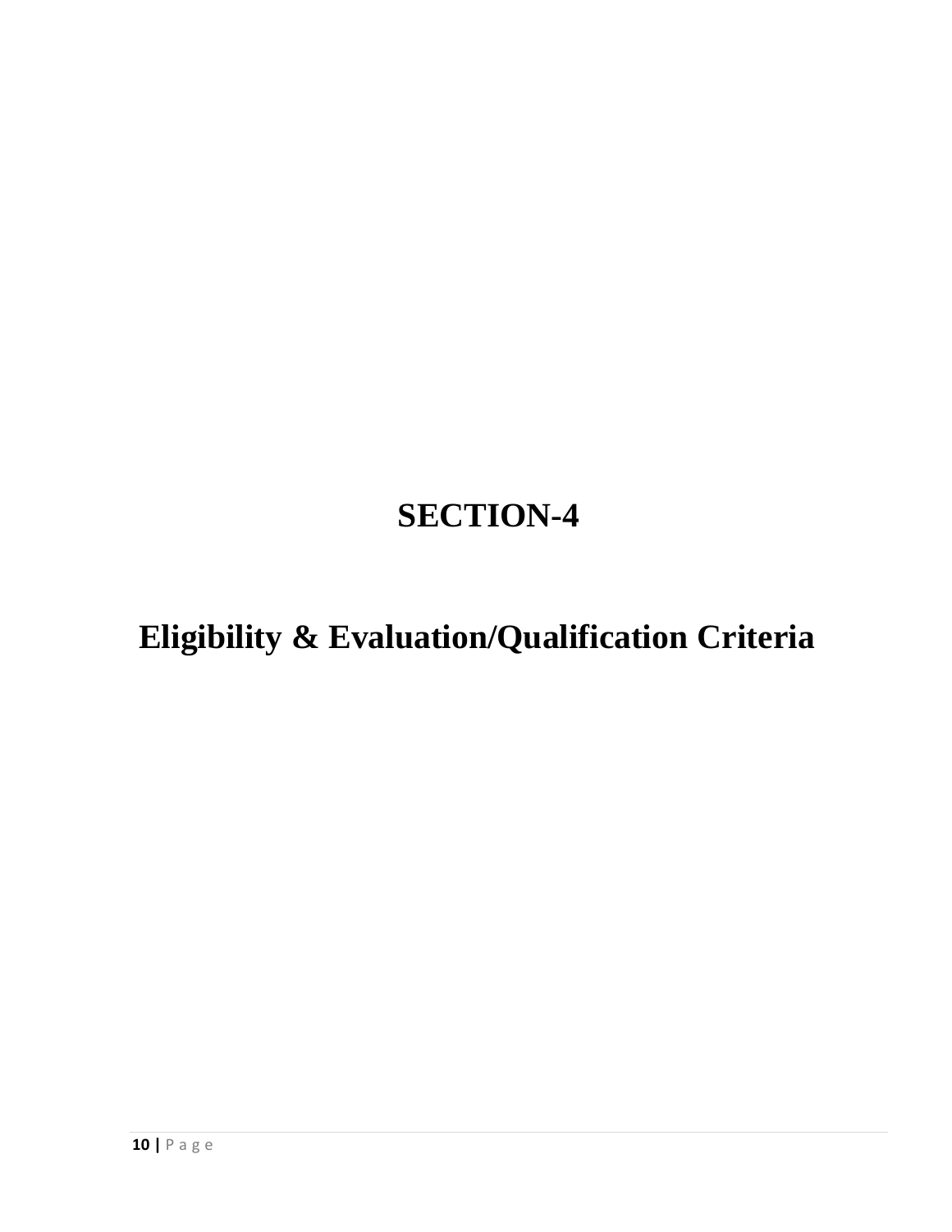# SECTION-4

## Eligibility & Evaluation/Qualification Criteria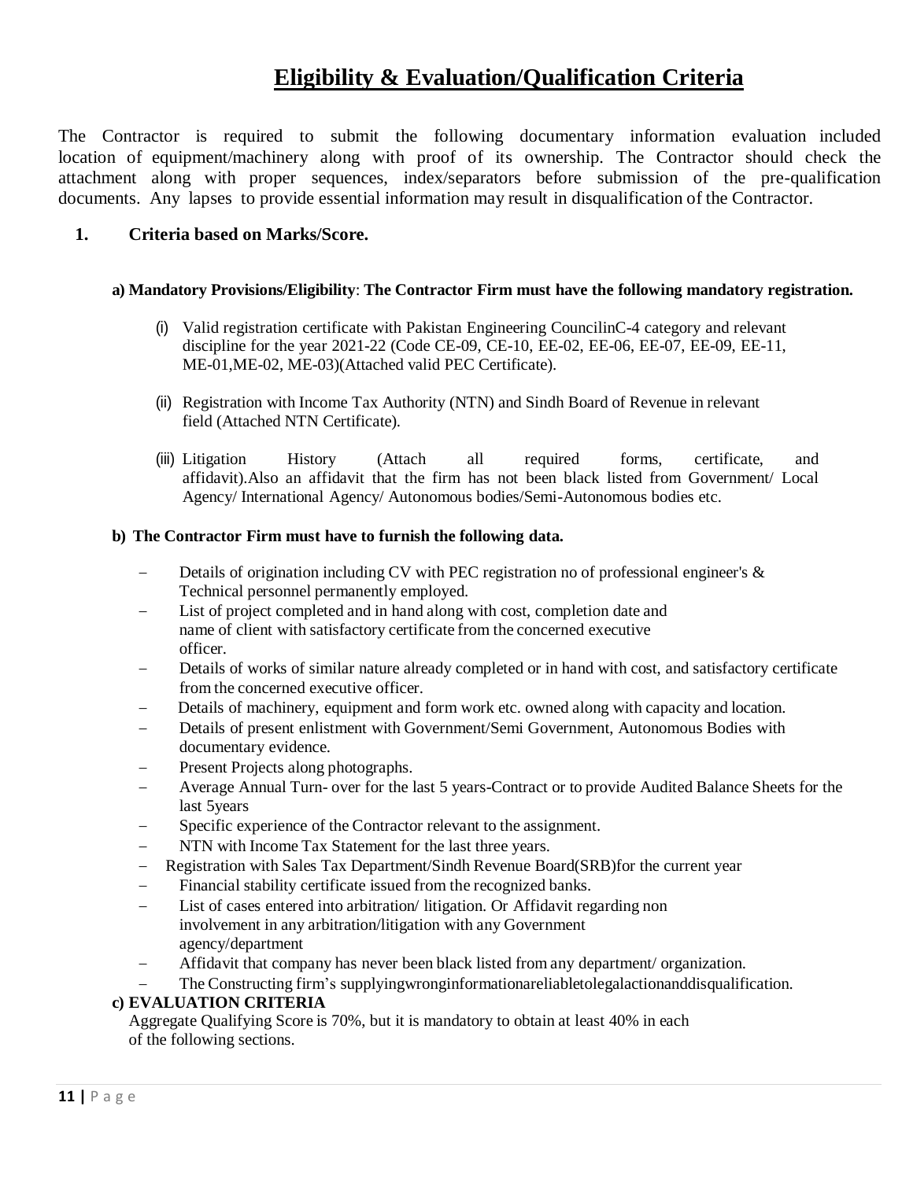# Eligibility & Evaluation/Qualification Criteria

The Contractor is required to submit the following documentary information evaluation included location of equipment/machinery along with proof of its ownership. The Contractor should check the attachment along with proper sequences, index/separators before submission of the pre-qualification documents. Any lapses to provide essential information may result in disqualification of the Contractor.

**1. Criteria based on Marks/Score.**

**a) Mandatory Provisions/Eligibility**: **The Contractor Firm must have the following mandatory registration.**

(i) Valid registration certificate with Pakistan Engineering CouncilinC-4 category and relevant discipline for the year 2021-22 (Code CE-09, CE-10, EE-02, EE-06, EE-07, EE-09, EE-11, ME-01,ME-02, ME-03)(Attached valid PEC Certificate).

(ii) Registration with Income Tax Authority (NTN) and Sindh Board of Revenue in relevant field (Attached NTN Certificate).

(iii) Litigation History (Attach all required forms, certificate, and affidavit).Also an affidavit that the firm has not been black listed from Government/ Local Agency/ International Agency/ Autonomous bodies/Semi-Autonomous bodies etc.

**b) The Contractor Firm must have to furnish the following data.**

- Details of origination including CV with PEC registration no of professional engineer's & Technical personnel permanently employed.
- List of project completed and in hand along with cost, completion date and name of client with satisfactory certificate from the concerned executive officer.
- Details of works of similar nature already completed or in hand with cost, and satisfactory certificate from the concerned executive officer.
- Details of machinery, equipment and form work etc. owned along with capacity and location.
- Details of present enlistment with Government/Semi Government, Autonomous Bodies with documentary evidence.
- Present Projects along photographs.
- Average Annual Turn- over for the last 5 years-Contract or to provide Audited Balance Sheets for the last 5years
- Specific experience of the Contractor relevant to the assignment.
- NTN with Income Tax Statement for the last three years.
- Registration with Sales Tax Department/Sindh Revenue Board(SRB)for the current year
- Financial stability certificate issued from the recognized banks.
- List of cases entered into arbitration/ litigation. Or Affidavit regarding non involvement in any arbitration/litigation with any Government agency/department
- Affidavit that company has never been black listed from any department/ organization.
- The Constructing firm's supplyingwronginformationareliabletolegalactionanddisqualification.

**c) EVALUATION CRITERIA**

Aggregate Qualifying Score is 70%, but it is mandatory to obtain at least 40% in each of the following sections.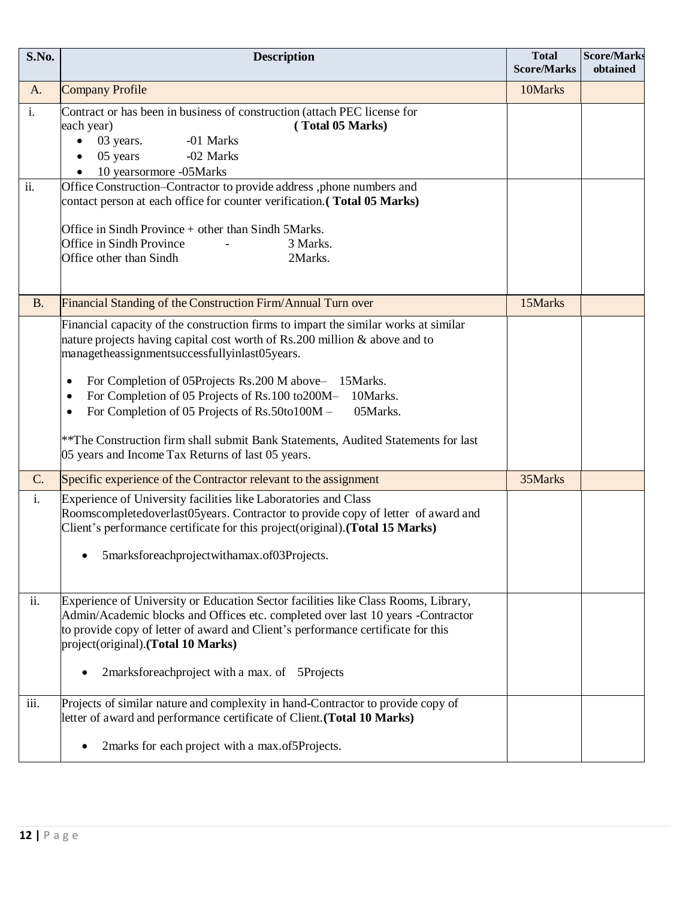| S.No. | Description | Total Score/Marks | Score/Marks obtained |
|---|---|---|---|
| A. | Company Profile | 10Marks | |
| i. | Contract or has been in business of construction (attach PEC license for each year) **( Total 05 Marks)**<br>• 03 years. -01 Marks<br>• 05 years -02 Marks<br>• 10 yearsormore -05Marks | | |
| ii. | Office Construction–Contractor to provide address ,phone numbers and contact person at each office for counter verification.**( Total 05 Marks)**<br><br>Office in Sindh Province + other than Sindh 5Marks.<br>Office in Sindh Province - 3 Marks.<br>Office other than Sindh 2Marks. | | |
| B. | Financial Standing of the Construction Firm/Annual Turn over | 15Marks | |
| | Financial capacity of the construction firms to impart the similar works at similar nature projects having capital cost worth of Rs.200 million & above and to managetheassignmentsuccessfullyinlast05years.<br><br>• For Completion of 05Projects Rs.200 M above– 15Marks.<br>• For Completion of 05 Projects of Rs.100 to200M– 10Marks.<br>• For Completion of 05 Projects of Rs.50to100M – 05Marks.<br><br>**The Construction firm shall submit Bank Statements, Audited Statements for last 05 years and Income Tax Returns of last 05 years. | | |
| C. | Specific experience of the Contractor relevant to the assignment | 35Marks | |
| i. | Experience of University facilities like Laboratories and Class Roomscompletedoverlast05years. Contractor to provide copy of letter of award and Client's performance certificate for this project(original).**(Total 15 Marks)**<br><br>• 5marksforeachprojectwithamax.of03Projects. | | |
| ii. | Experience of University or Education Sector facilities like Class Rooms, Library, Admin/Academic blocks and Offices etc. completed over last 10 years -Contractor to provide copy of letter of award and Client's performance certificate for this project(original).**(Total 10 Marks)**<br><br>• 2marksforeachproject with a max. of 5Projects | | |
| iii. | Projects of similar nature and complexity in hand-Contractor to provide copy of letter of award and performance certificate of Client.**(Total 10 Marks)**<br><br>• 2marks for each project with a max.of5Projects. | | |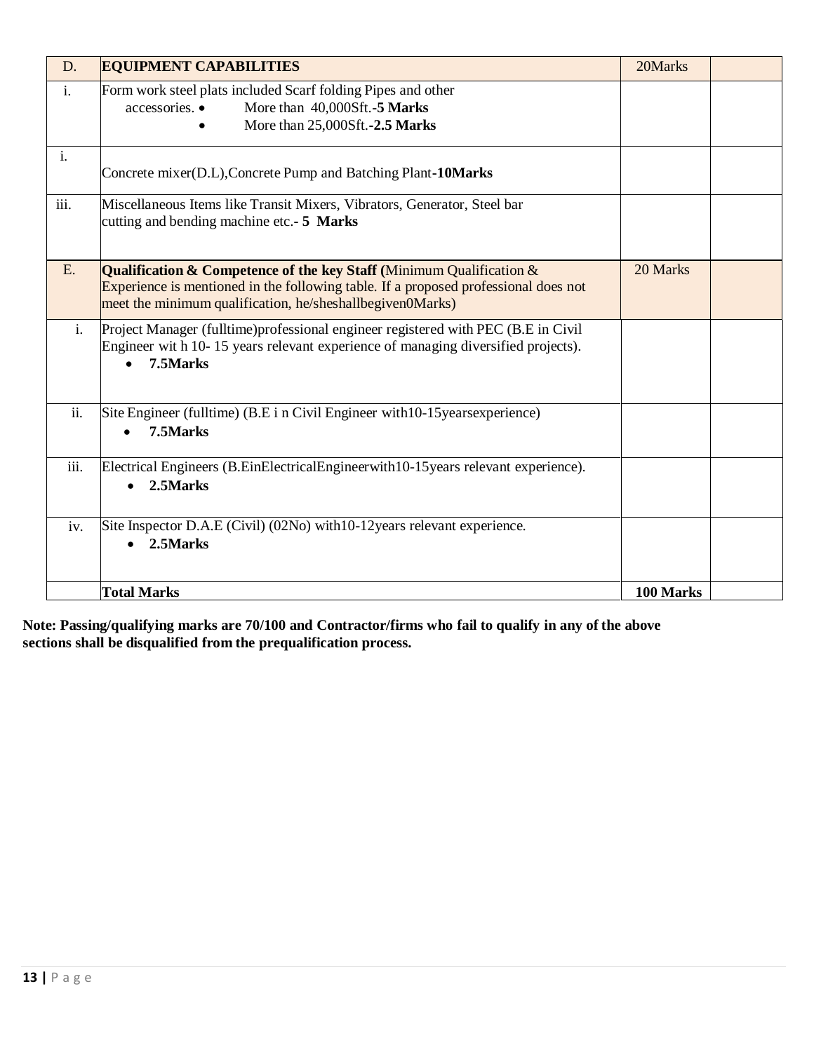| D. | **EQUIPMENT CAPABILITIES** | 20Marks | |
|---|---|---|---|
| i. | Form work steel plats included Scarf folding Pipes and other accessories. • More than 40,000Sft.-**5 Marks** • More than 25,000Sft.-**2.5 Marks** | | |
| i. | Concrete mixer(D.L),Concrete Pump and Batching Plant-**10Marks** | | |
| iii. | Miscellaneous Items like Transit Mixers, Vibrators, Generator, Steel bar cutting and bending machine etc.- **5 Marks** | | |
| E. | **Qualification & Competence of the key Staff (**Minimum Qualification & Experience is mentioned in the following table. If a proposed professional does not meet the minimum qualification, he/sheshallbegiven0Marks) | 20 Marks | |
| i. | Project Manager (fulltime)professional engineer registered with PEC (B.E in Civil Engineer wit h 10- 15 years relevant experience of managing diversified projects). • **7.5Marks** | | |
| ii. | Site Engineer (fulltime) (B.E i n Civil Engineer with10-15yearsexperience) • **7.5Marks** | | |
| iii. | Electrical Engineers (B.EinElectricalEngineerwith10-15years relevant experience). • **2.5Marks** | | |
| iv. | Site Inspector D.A.E (Civil) (02No) with10-12years relevant experience. • **2.5Marks** | | |
| | **Total Marks** | **100 Marks** | |

**Note: Passing/qualifying marks are 70/100 and Contractor/firms who fail to qualify in any of the above sections shall be disqualified from the prequalification process.**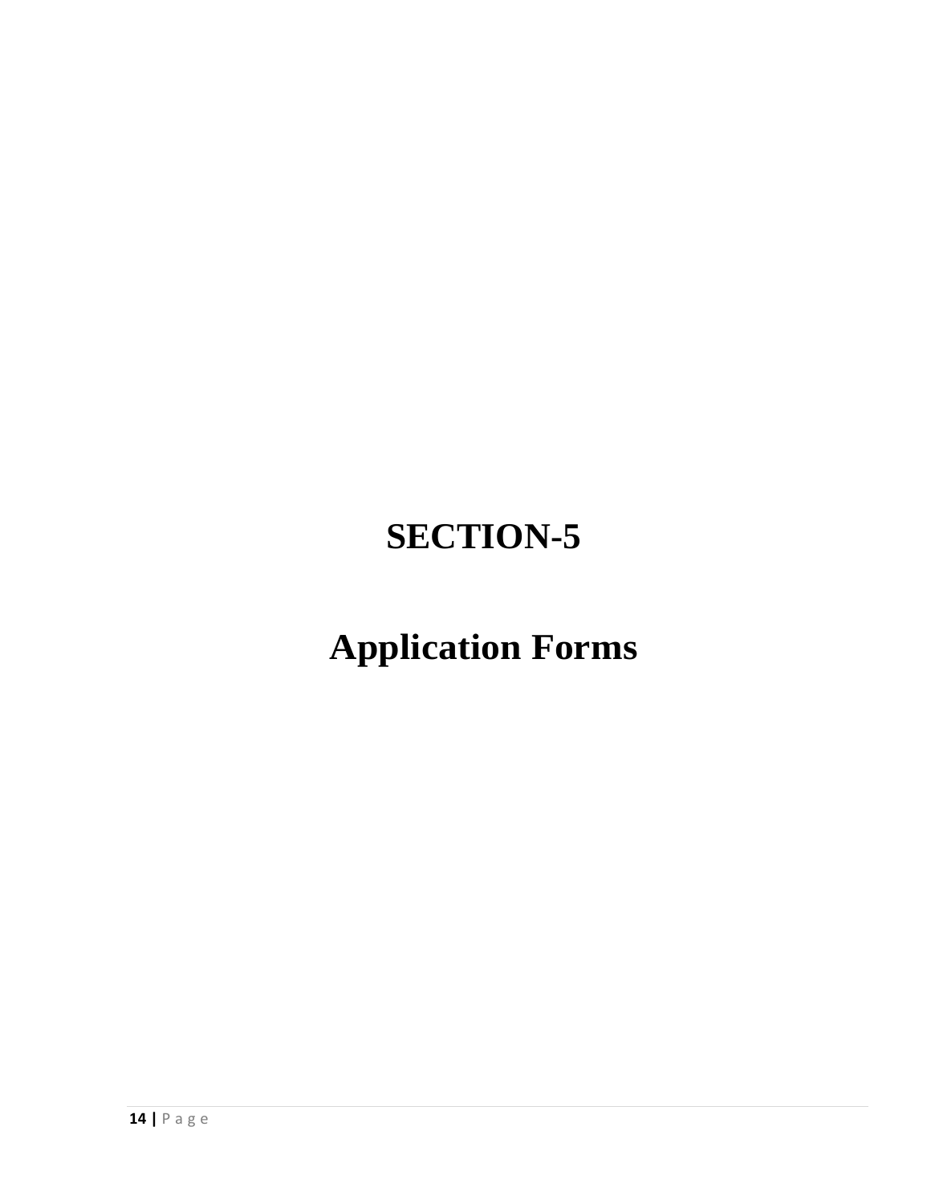# SECTION-5

# Application Forms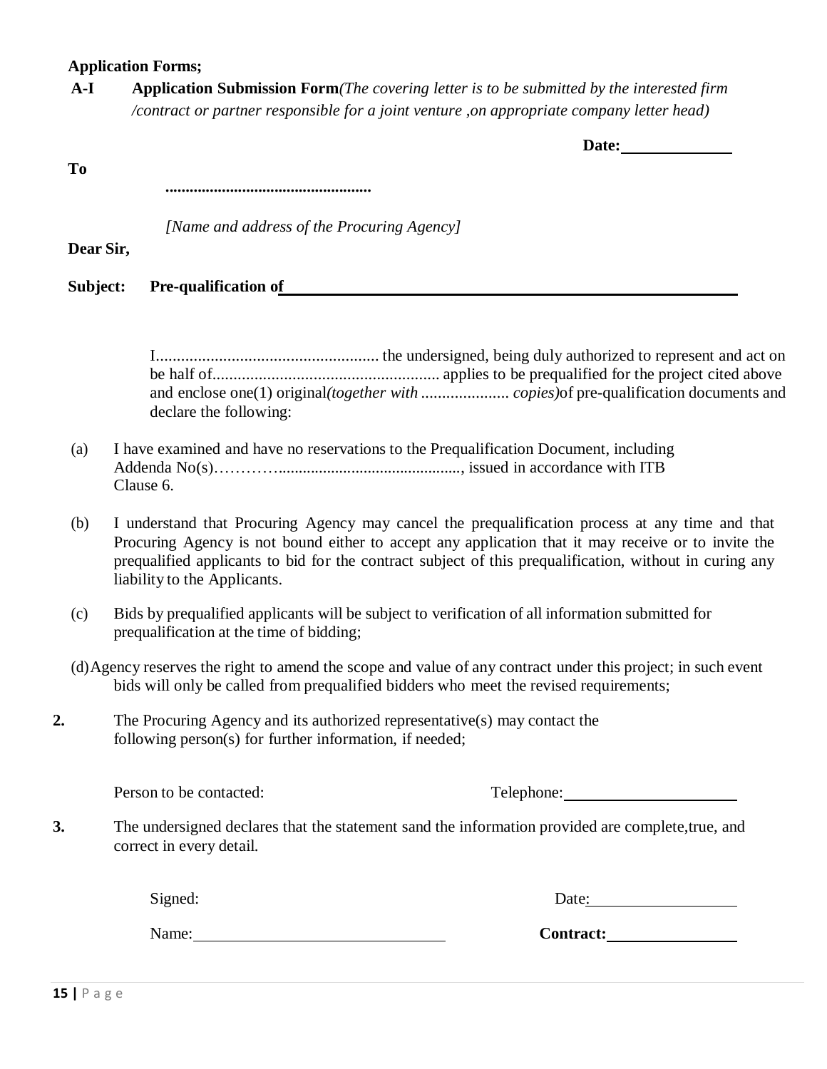**Application Forms;**

**A-I Application Submission Form***(The covering letter is to be submitted by the interested firm /contract or partner responsible for a joint venture ,on appropriate company letter head)*

**Date:**\_\_\_\_\_\_\_\_\_\_\_\_\_\_

**To**

**...................................................**

*[Name and address of the Procuring Agency]*

**Dear Sir,**

**Subject: Pre-qualification of**\_\_\_\_\_\_\_\_\_\_\_\_\_\_\_\_\_\_\_\_\_\_\_\_\_\_\_\_\_\_\_\_\_\_\_\_\_\_\_\_\_\_\_\_\_\_\_\_\_\_\_\_

I..................................................... the undersigned, being duly authorized to represent and act on be half of...................................................... applies to be prequalified for the project cited above and enclose one(1) original*(together with ..................... copies)*of pre-qualification documents and declare the following:

(a) I have examined and have no reservations to the Prequalification Document, including Addenda No(s)………….............................................., issued in accordance with ITB Clause 6.

(b) I understand that Procuring Agency may cancel the prequalification process at any time and that Procuring Agency is not bound either to accept any application that it may receive or to invite the prequalified applicants to bid for the contract subject of this prequalification, without in curing any liability to the Applicants.

(c) Bids by prequalified applicants will be subject to verification of all information submitted for prequalification at the time of bidding;

(d)Agency reserves the right to amend the scope and value of any contract under this project; in such event bids will only be called from prequalified bidders who meet the revised requirements;

**2.** The Procuring Agency and its authorized representative(s) may contact the following person(s) for further information, if needed;

Person to be contacted: Telephone:\_\_\_\_\_\_\_\_\_\_\_\_\_\_\_\_\_\_\_\_\_\_

**3.** The undersigned declares that the statement sand the information provided are complete,true, and correct in every detail.

Signed: Date:\_\_\_\_\_\_\_\_\_\_\_\_\_\_\_\_\_\_\_

Name:\_\_\_\_\_\_\_\_\_\_\_\_\_\_\_\_\_\_\_\_\_\_\_\_\_\_\_\_\_\_\_\_\_ **Contract:**\_\_\_\_\_\_\_\_\_\_\_\_\_\_\_\_\_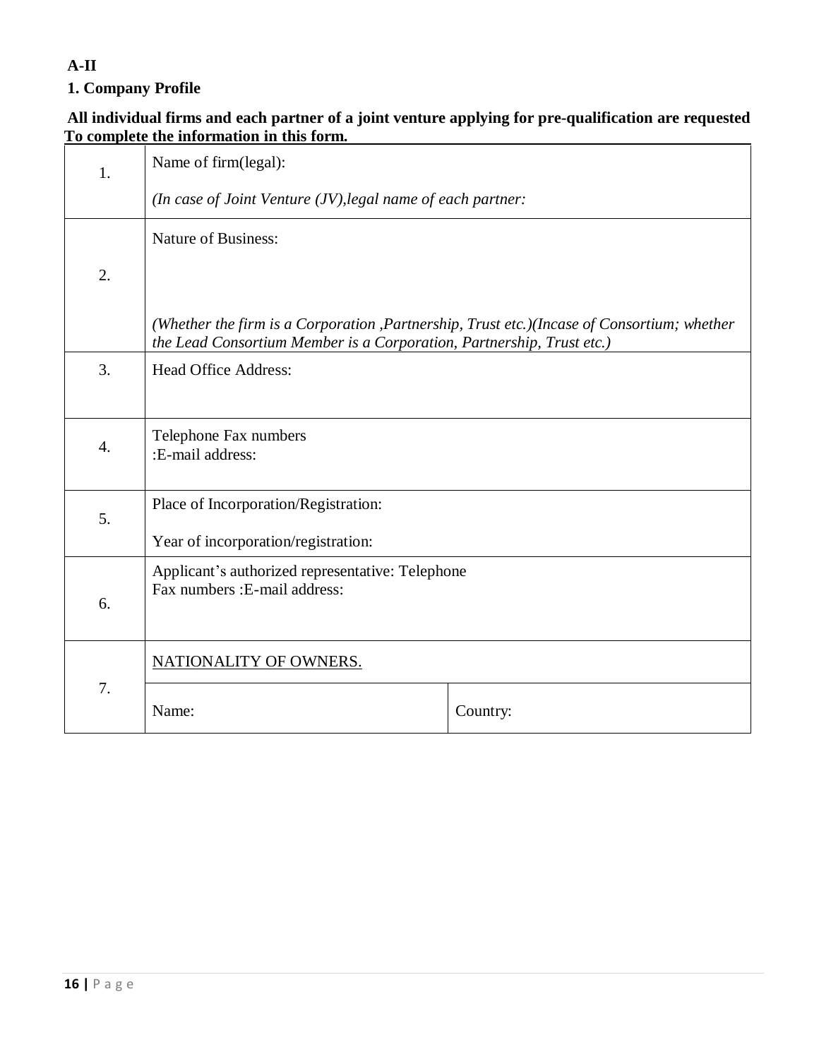**A-II**

**1. Company Profile**

**All individual firms and each partner of a joint venture applying for pre-qualification are requested To complete the information in this form.**

| | | |
|---|---|---|
| 1. | Name of firm(legal):<br><br>*(In case of Joint Venture (JV),legal name of each partner:* | |
| 2. | Nature of Business:<br><br>*(Whether the firm is a Corporation ,Partnership, Trust etc.)(Incase of Consortium; whether the Lead Consortium Member is a Corporation, Partnership, Trust etc.)* | |
| 3. | Head Office Address: | |
| 4. | Telephone Fax numbers<br>:E-mail address: | |
| 5. | Place of Incorporation/Registration:<br><br>Year of incorporation/registration: | |
| 6. | Applicant's authorized representative: Telephone<br>Fax numbers :E-mail address: | |
| 7. | NATIONALITY OF OWNERS. | |
| | Name: | Country: |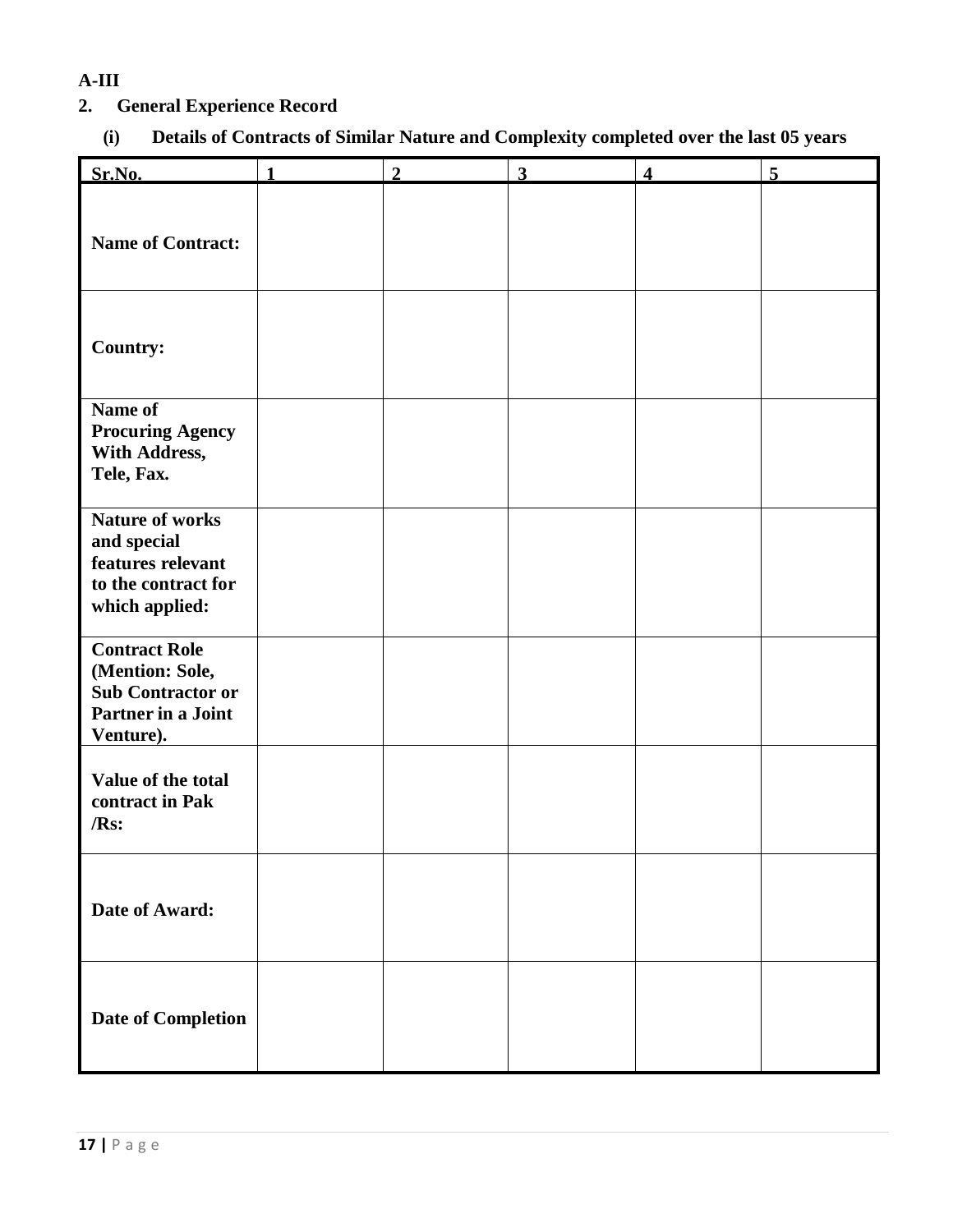**A-III**

## 2. General Experience Record

### (i) Details of Contracts of Similar Nature and Complexity completed over the last 05 years

| Sr.No. | 1 | 2 | 3 | 4 | 5 |
|---|---|---|---|---|---|
| **Name of Contract:** | | | | | |
| **Country:** | | | | | |
| **Name of Procuring Agency With Address, Tele, Fax.** | | | | | |
| **Nature of works and special features relevant to the contract for which applied:** | | | | | |
| **Contract Role (Mention: Sole, Sub Contractor or Partner in a Joint Venture).** | | | | | |
| **Value of the total contract in Pak /Rs:** | | | | | |
| **Date of Award:** | | | | | |
| **Date of Completion** | | | | | |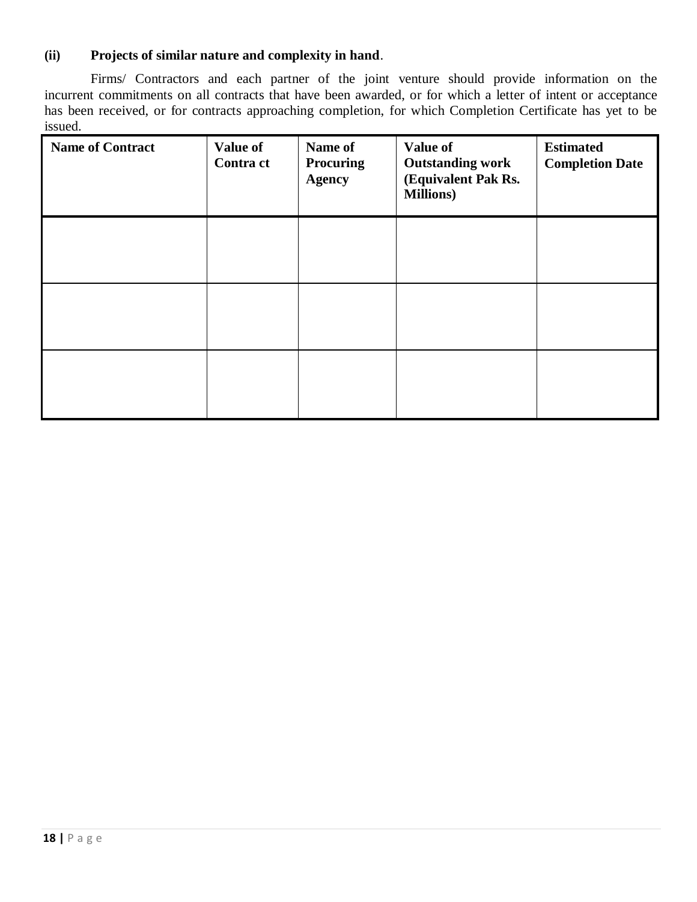**(ii) Projects of similar nature and complexity in hand.**

Firms/ Contractors and each partner of the joint venture should provide information on the incurrent commitments on all contracts that have been awarded, or for which a letter of intent or acceptance has been received, or for contracts approaching completion, for which Completion Certificate has yet to be issued.

| Name of Contract | Value of Contra ct | Name of Procuring Agency | Value of Outstanding work (Equivalent Pak Rs. Millions) | Estimated Completion Date |
| --- | --- | --- | --- | --- |
| | | | | |
| | | | | |
| | | | | |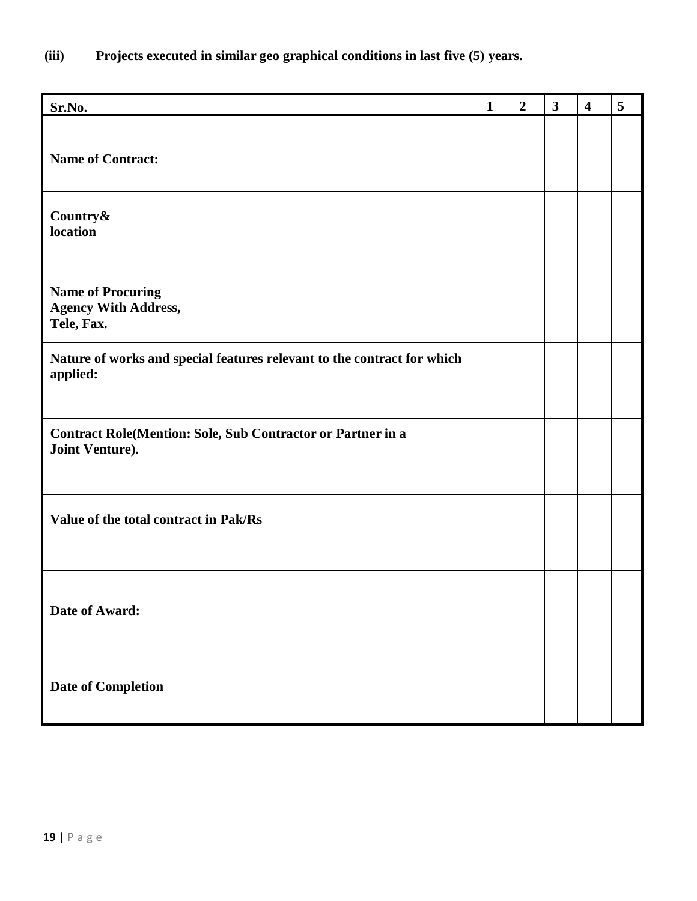**(iii) Projects executed in similar geo graphical conditions in last five (5) years.**

| Sr.No. | 1 | 2 | 3 | 4 | 5 |
|---|---|---|---|---|---|
| **Name of Contract:** | | | | | |
| **Country& location** | | | | | |
| **Name of Procuring Agency With Address, Tele, Fax.** | | | | | |
| **Nature of works and special features relevant to the contract for which applied:** | | | | | |
| **Contract Role(Mention: Sole, Sub Contractor or Partner in a Joint Venture).** | | | | | |
| **Value of the total contract in Pak/Rs** | | | | | |
| **Date of Award:** | | | | | |
| **Date of Completion** | | | | | |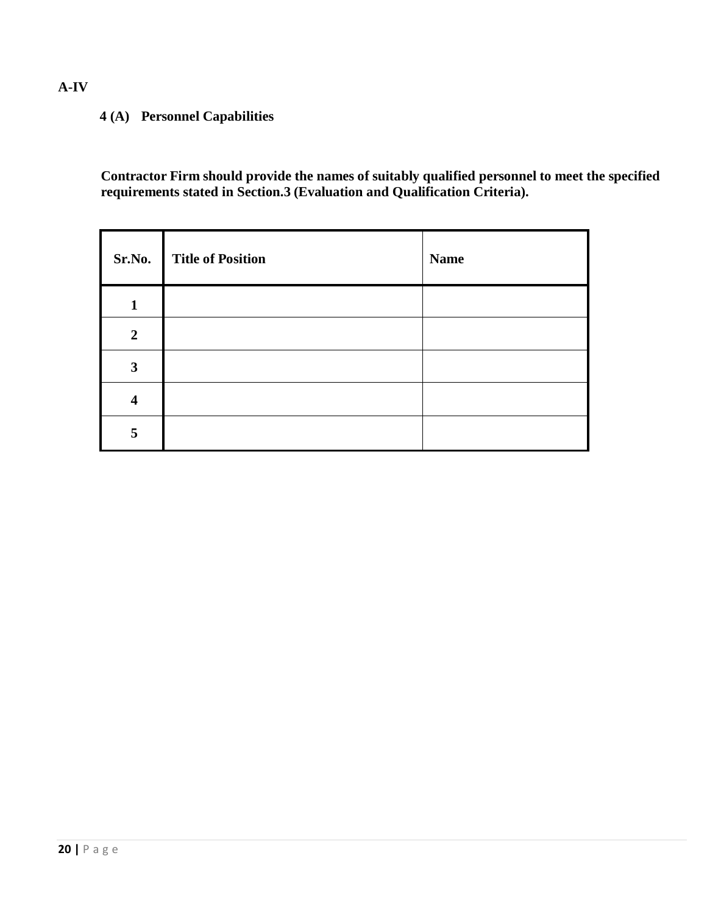**A-IV**

### 4 (A) Personnel Capabilities

**Contractor Firm should provide the names of suitably qualified personnel to meet the specified requirements stated in Section.3 (Evaluation and Qualification Criteria).**

| Sr.No. | Title of Position | Name |
|---|---|---|
| 1 | | |
| 2 | | |
| 3 | | |
| 4 | | |
| 5 | | |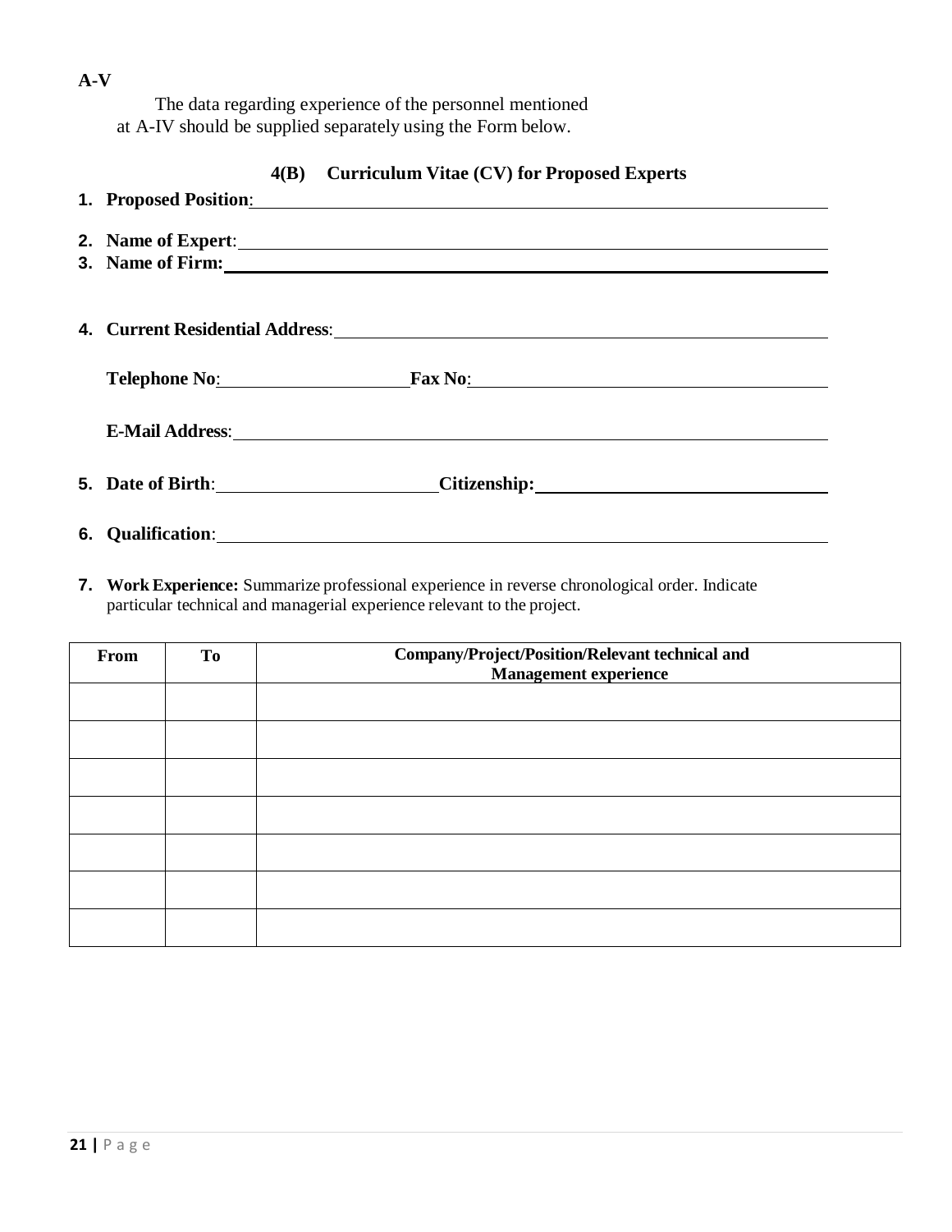**A-V**

The data regarding experience of the personnel mentioned at A-IV should be supplied separately using the Form below.

### 4(B) Curriculum Vitae (CV) for Proposed Experts

1. **Proposed Position**: \_\_\_\_\_\_\_\_\_\_\_\_\_\_\_\_\_\_\_\_

2. **Name of Expert**: \_\_\_\_\_\_\_\_\_\_\_\_\_\_\_\_\_\_\_\_

3. **Name of Firm:** \_\_\_\_\_\_\_\_\_\_\_\_\_\_\_\_\_\_\_\_

4. **Current Residential Address**: \_\_\_\_\_\_\_\_\_\_\_\_\_\_\_\_\_\_\_\_

   **Telephone No**: \_\_\_\_\_\_\_\_\_\_ **Fax No**: \_\_\_\_\_\_\_\_\_\_

   **E-Mail Address**: \_\_\_\_\_\_\_\_\_\_\_\_\_\_\_\_\_\_\_\_

5. **Date of Birth**: \_\_\_\_\_\_\_\_\_\_ **Citizenship:** \_\_\_\_\_\_\_\_\_\_

6. **Qualification**: \_\_\_\_\_\_\_\_\_\_\_\_\_\_\_\_\_\_\_\_

7. **Work Experience:** Summarize professional experience in reverse chronological order. Indicate particular technical and managerial experience relevant to the project.

| From | To | Company/Project/Position/Relevant technical and Management experience |
|---|---|---|
| | | |
| | | |
| | | |
| | | |
| | | |
| | | |
| | | |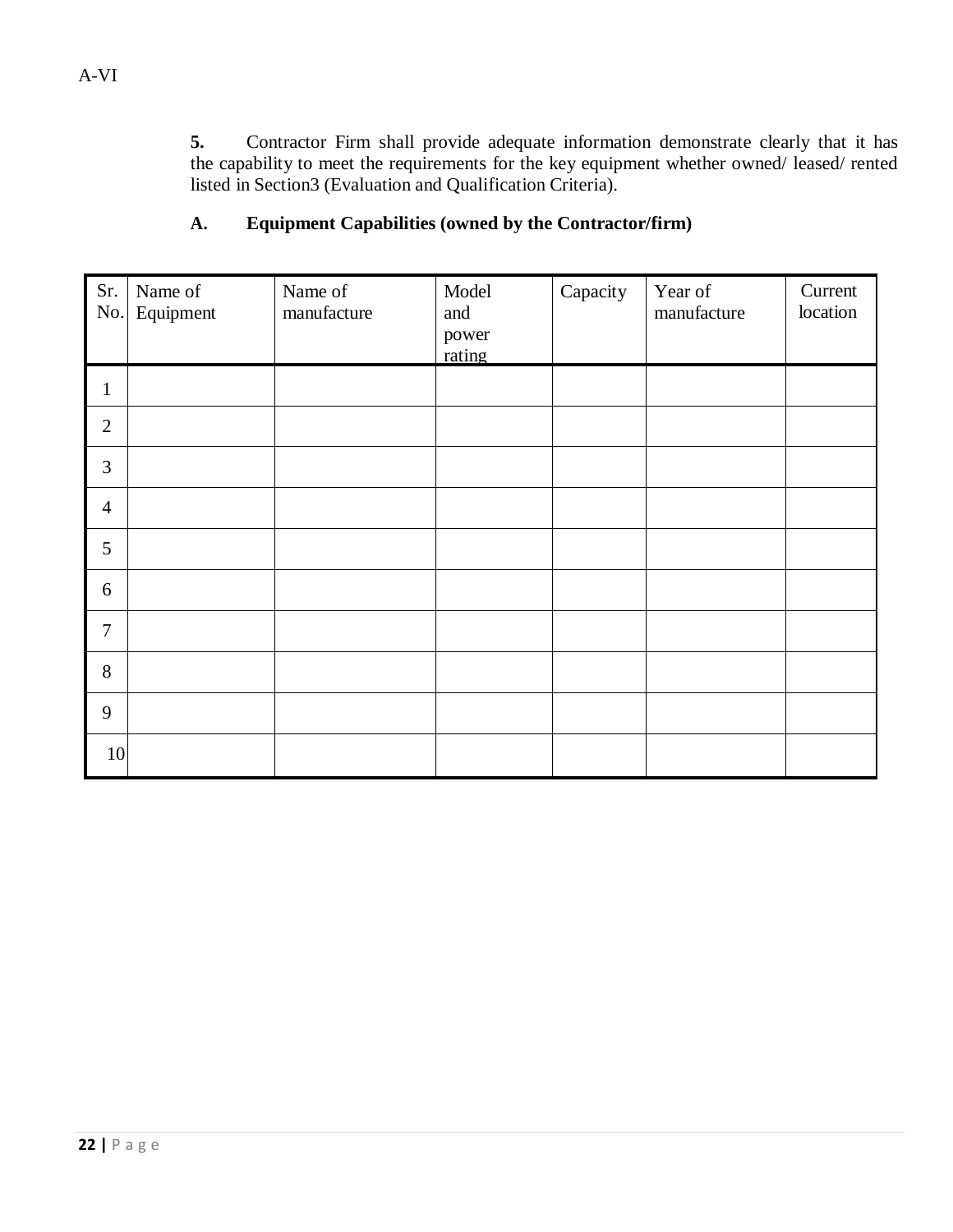A-VI

**5.** Contractor Firm shall provide adequate information demonstrate clearly that it has the capability to meet the requirements for the key equipment whether owned/ leased/ rented listed in Section3 (Evaluation and Qualification Criteria).

**A. Equipment Capabilities (owned by the Contractor/firm)**

| Sr. No. | Name of Equipment | Name of manufacture | Model and power rating | Capacity | Year of manufacture | Current location |
|---|---|---|---|---|---|---|
| 1 | | | | | | |
| 2 | | | | | | |
| 3 | | | | | | |
| 4 | | | | | | |
| 5 | | | | | | |
| 6 | | | | | | |
| 7 | | | | | | |
| 8 | | | | | | |
| 9 | | | | | | |
| 10 | | | | | | |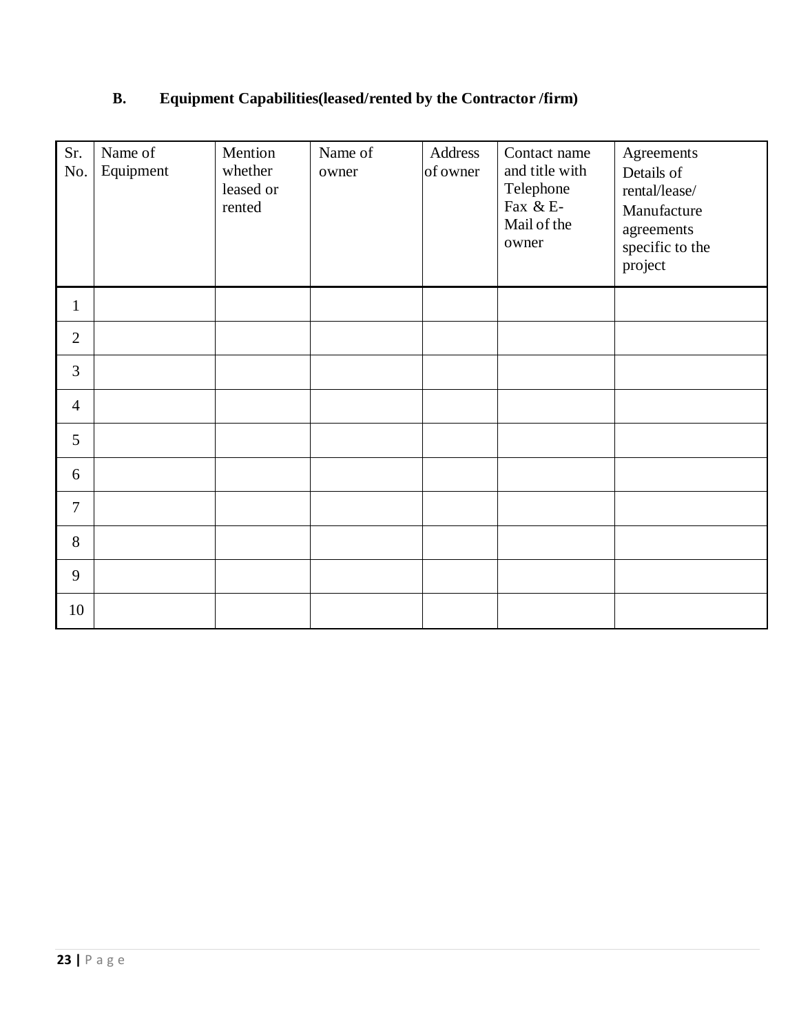### B. Equipment Capabilities(leased/rented by the Contractor /firm)

| Sr. No. | Name of Equipment | Mention whether leased or rented | Name of owner | Address of owner | Contact name and title with Telephone Fax & E-Mail of the owner | Agreements Details of rental/lease/ Manufacture agreements specific to the project |
|---|---|---|---|---|---|---|
| 1 | | | | | | |
| 2 | | | | | | |
| 3 | | | | | | |
| 4 | | | | | | |
| 5 | | | | | | |
| 6 | | | | | | |
| 7 | | | | | | |
| 8 | | | | | | |
| 9 | | | | | | |
| 10 | | | | | | |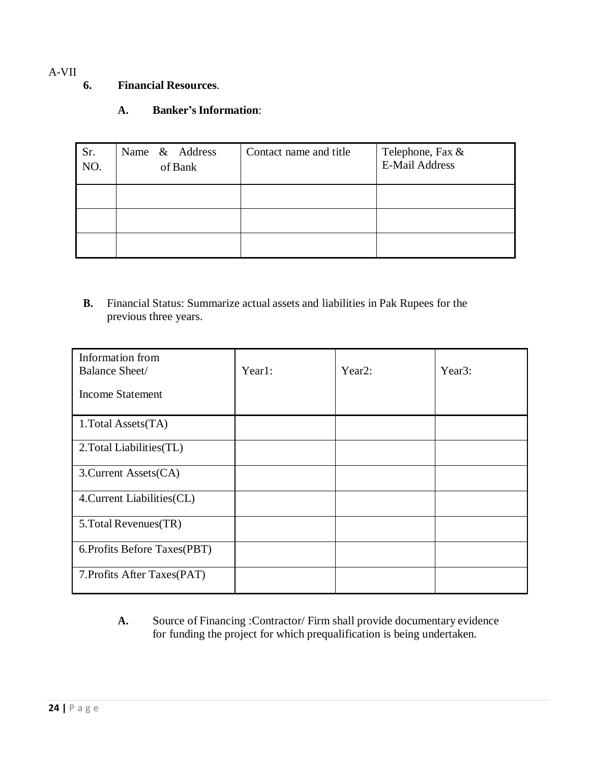A-VII

## 6. Financial Resources.

### A. Banker's Information:

| Sr. NO. | Name & Address of Bank | Contact name and title | Telephone, Fax & E-Mail Address |
|---|---|---|---|
| | | | |
| | | | |
| | | | |

**B.** Financial Status: Summarize actual assets and liabilities in Pak Rupees for the previous three years.

| Information from Balance Sheet/ Income Statement | Year1: | Year2: | Year3: |
|---|---|---|---|
| 1.Total Assets(TA) | | | |
| 2.Total Liabilities(TL) | | | |
| 3.Current Assets(CA) | | | |
| 4.Current Liabilities(CL) | | | |
| 5.Total Revenues(TR) | | | |
| 6.Profits Before Taxes(PBT) | | | |
| 7.Profits After Taxes(PAT) | | | |

**A.** Source of Financing :Contractor/ Firm shall provide documentary evidence for funding the project for which prequalification is being undertaken.